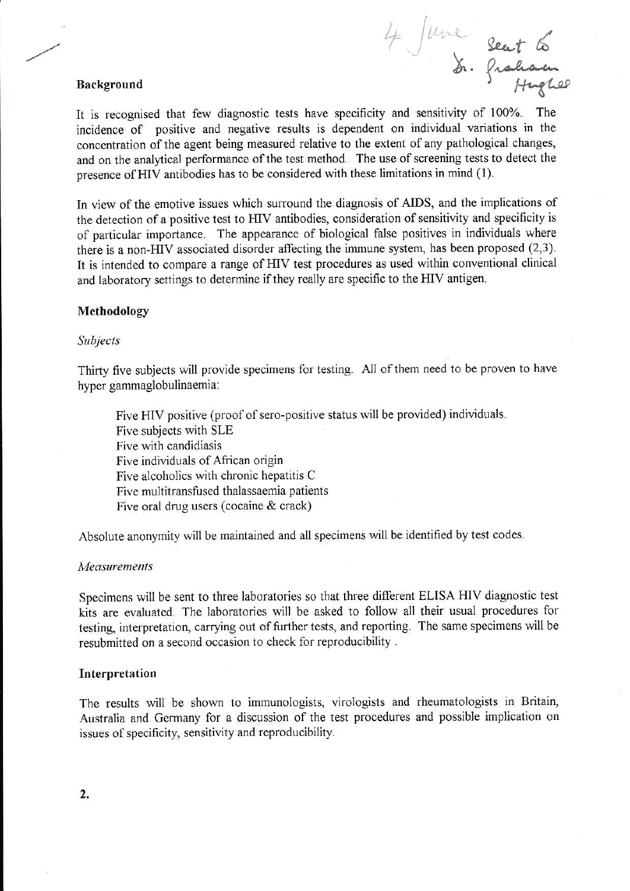4 June Sent to Dr. Graham Hughes

## Background

It is recognised that few diagnostic tests have specificity and sensitivity of 100%. The incidence of positive and negative results is dependent on individual variations in the concentration of the agent being measured relative to the extent of any pathological changes, and on the analytical performance of the test method. The use of screening tests to detect the presence of HIV antibodies has to be considered with these limitations in mind (1).

In view of the emotive issues which surround the diagnosis of AIDS, and the implications of the detection of a positive test to HIV antibodies, consideration of sensitivity and specificity is of particular importance. The appearance of biological false positives in individuals where there is a non-HIV associated disorder affecting the immune system, has been proposed (2,3). It is intended to compare a range of HIV test procedures as used within conventional clinical and laboratory settings to determine if they really are specific to the HIV antigen.

## Methodology

### *Subjects*

Thirty five subjects will provide specimens for testing. All of them need to be proven to have hyper gammaglobulinaemia:

- Five HIV positive (proof of sero-positive status will be provided) individuals.
- Five subjects with SLE
- Five with candidiasis
- Five individuals of African origin
- Five alcoholics with chronic hepatitis C
- Five multitransfused thalassaemia patients
- Five oral drug users (cocaine & crack)

Absolute anonymity will be maintained and all specimens will be identified by test codes.

### *Measurements*

Specimens will be sent to three laboratories so that three different ELISA HIV diagnostic test kits are evaluated. The laboratories will be asked to follow all their usual procedures for testing, interpretation, carrying out of further tests, and reporting. The same specimens will be resubmitted on a second occasion to check for reproducibility .

## Interpretation

The results will be shown to immunologists, virologists and rheumatologists in Britain, Australia and Germany for a discussion of the test procedures and possible implication on issues of specificity, sensitivity and reproducibility.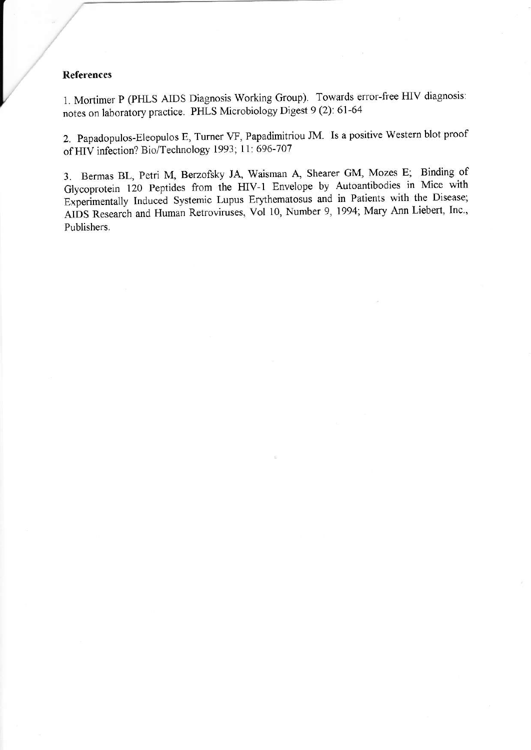**References**

1. Mortimer P (PHLS AIDS Diagnosis Working Group). Towards error-free HIV diagnosis: notes on laboratory practice. PHLS Microbiology Digest 9 (2): 61-64

2. Papadopulos-Eleopulos E, Turner VF, Papadimitriou JM. Is a positive Western blot proof of HIV infection? Bio/Technology 1993; 11: 696-707

3. Bermas BL, Petri M, Berzofsky JA, Waisman A, Shearer GM, Mozes E; Binding of Glycoprotein 120 Peptides from the HIV-1 Envelope by Autoantibodies in Mice with Experimentally Induced Systemic Lupus Erythematosus and in Patients with the Disease; AIDS Research and Human Retroviruses, Vol 10, Number 9, 1994; Mary Ann Liebert, Inc., Publishers.